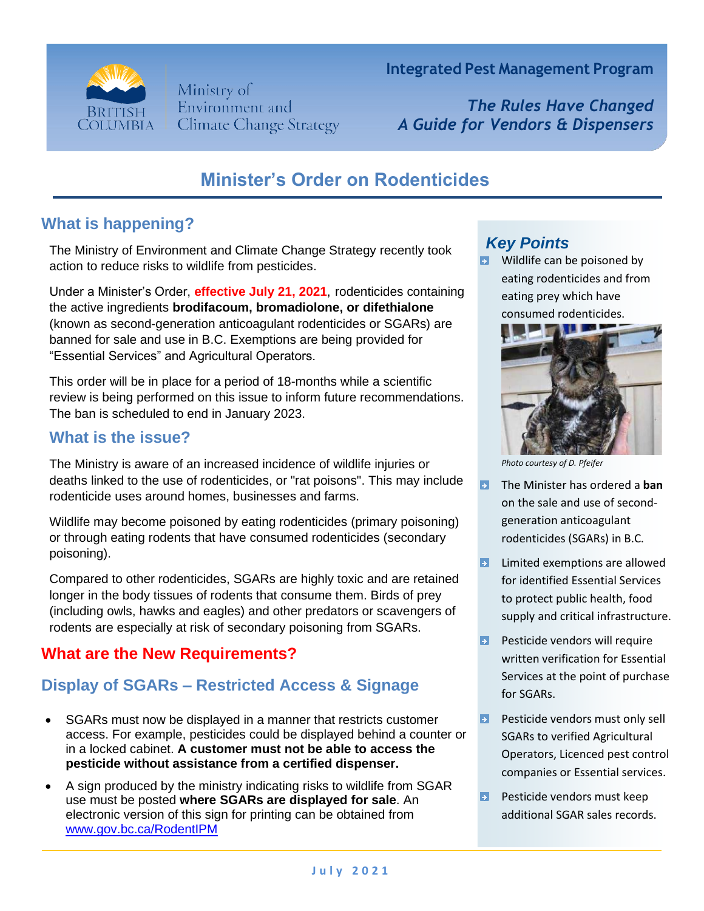Ministry of Environment and Climate Change Strategy

**Integrated Pest Management Program**

***The Rules Have Changed***
***A Guide for Vendors & Dispensers***

# Minister's Order on Rodenticides

## What is happening?

The Ministry of Environment and Climate Change Strategy recently took action to reduce risks to wildlife from pesticides.

Under a Minister's Order, **effective July 21, 2021**, rodenticides containing the active ingredients **brodifacoum, bromadiolone, or difethialone** (known as second-generation anticoagulant rodenticides or SGARs) are banned for sale and use in B.C. Exemptions are being provided for "Essential Services" and Agricultural Operators.

This order will be in place for a period of 18-months while a scientific review is being performed on this issue to inform future recommendations. The ban is scheduled to end in January 2023.

## What is the issue?

The Ministry is aware of an increased incidence of wildlife injuries or deaths linked to the use of rodenticides, or "rat poisons". This may include rodenticide uses around homes, businesses and farms.

Wildlife may become poisoned by eating rodenticides (primary poisoning) or through eating rodents that have consumed rodenticides (secondary poisoning).

Compared to other rodenticides, SGARs are highly toxic and are retained longer in the body tissues of rodents that consume them. Birds of prey (including owls, hawks and eagles) and other predators or scavengers of rodents are especially at risk of secondary poisoning from SGARs.

## What are the New Requirements?

## Display of SGARs – Restricted Access & Signage

- SGARs must now be displayed in a manner that restricts customer access. For example, pesticides could be displayed behind a counter or in a locked cabinet. **A customer must not be able to access the pesticide without assistance from a certified dispenser.**
- A sign produced by the ministry indicating risks to wildlife from SGAR use must be posted **where SGARs are displayed for sale**. An electronic version of this sign for printing can be obtained from www.gov.bc.ca/RodentIPM

### *Key Points*

- Wildlife can be poisoned by eating rodenticides and from eating prey which have consumed rodenticides.

*Photo courtesy of D. Pfeifer*

- The Minister has ordered a **ban** on the sale and use of second-generation anticoagulant rodenticides (SGARs) in B.C.
- Limited exemptions are allowed for identified Essential Services to protect public health, food supply and critical infrastructure.
- Pesticide vendors will require written verification for Essential Services at the point of purchase for SGARs.
- Pesticide vendors must only sell SGARs to verified Agricultural Operators, Licenced pest control companies or Essential services.
- Pesticide vendors must keep additional SGAR sales records.

July 2021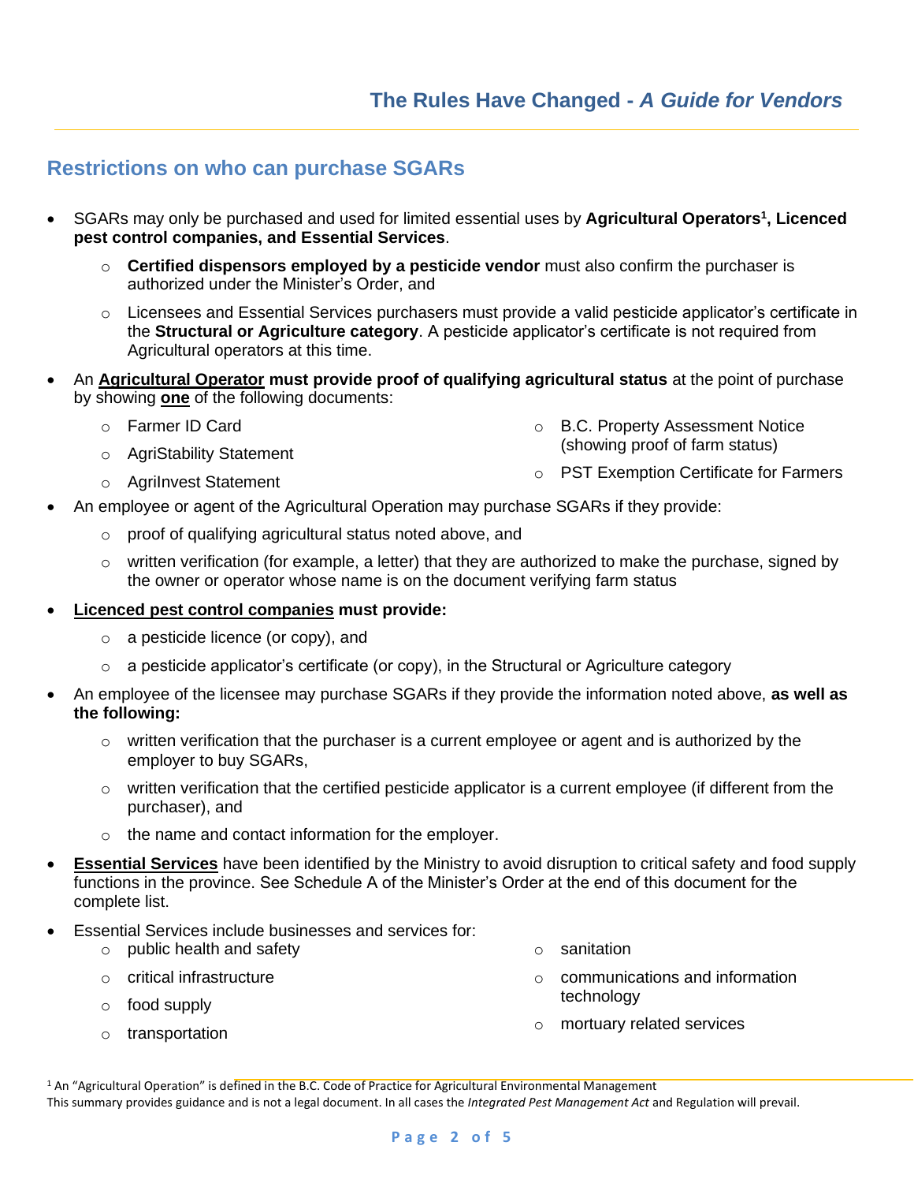## Restrictions on who can purchase SGARs

- SGARs may only be purchased and used for limited essential uses by **Agricultural Operators[1], Licenced pest control companies, and Essential Services**.
  - **Certified dispensors employed by a pesticide vendor** must also confirm the purchaser is authorized under the Minister's Order, and
  - Licensees and Essential Services purchasers must provide a valid pesticide applicator's certificate in the **Structural or Agriculture category**. A pesticide applicator's certificate is not required from Agricultural operators at this time.
- An **<u>Agricultural Operator</u> must provide proof of qualifying agricultural status** at the point of purchase by showing **<u>one</u>** of the following documents:
  - Farmer ID Card
  - AgriStability Statement
  - AgriInvest Statement
  - B.C. Property Assessment Notice (showing proof of farm status)
  - PST Exemption Certificate for Farmers
- An employee or agent of the Agricultural Operation may purchase SGARs if they provide:
  - proof of qualifying agricultural status noted above, and
  - written verification (for example, a letter) that they are authorized to make the purchase, signed by the owner or operator whose name is on the document verifying farm status
- **<u>Licenced pest control companies</u> must provide:**
  - a pesticide licence (or copy), and
  - a pesticide applicator's certificate (or copy), in the Structural or Agriculture category
- An employee of the licensee may purchase SGARs if they provide the information noted above, **as well as the following:**
  - written verification that the purchaser is a current employee or agent and is authorized by the employer to buy SGARs,
  - written verification that the certified pesticide applicator is a current employee (if different from the purchaser), and
  - the name and contact information for the employer.
- **<u>Essential Services</u>** have been identified by the Ministry to avoid disruption to critical safety and food supply functions in the province. See Schedule A of the Minister's Order at the end of this document for the complete list.
- Essential Services include businesses and services for:
  - public health and safety
  - critical infrastructure
  - food supply
  - transportation
  - sanitation
  - communications and information technology
  - mortuary related services

[1] An "Agricultural Operation" is defined in the B.C. Code of Practice for Agricultural Environmental Management

This summary provides guidance and is not a legal document. In all cases the *Integrated Pest Management Act* and Regulation will prevail.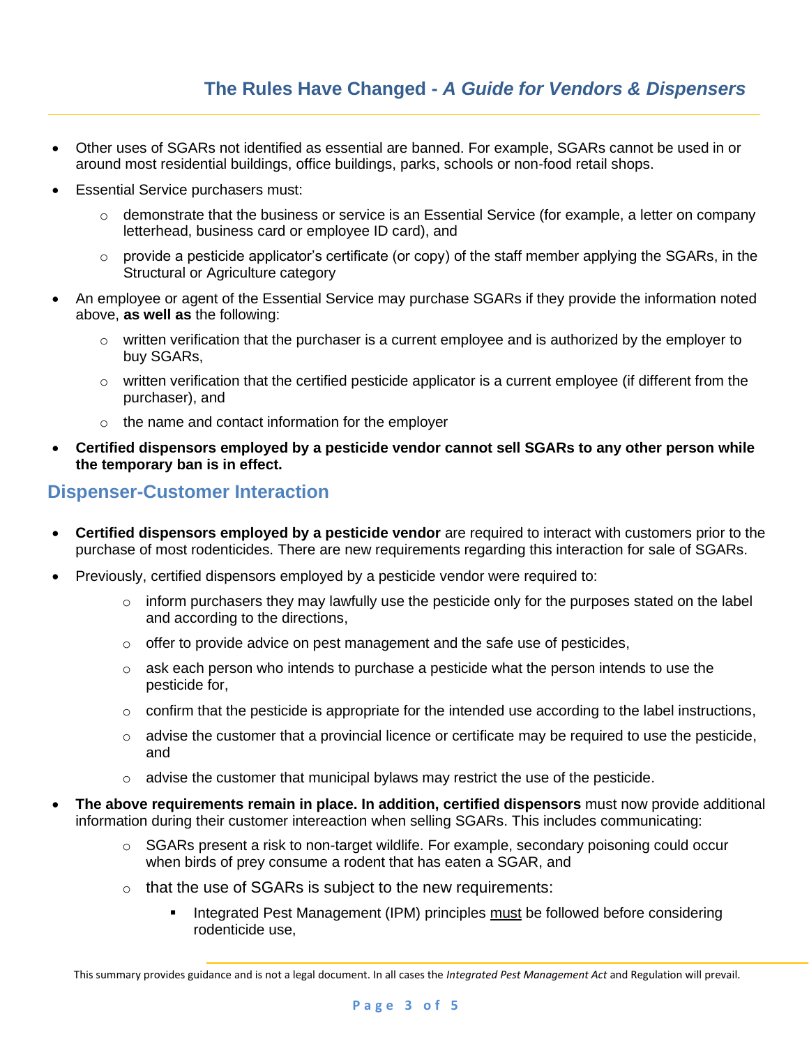- Other uses of SGARs not identified as essential are banned. For example, SGARs cannot be used in or around most residential buildings, office buildings, parks, schools or non-food retail shops.
- Essential Service purchasers must:
    - demonstrate that the business or service is an Essential Service (for example, a letter on company letterhead, business card or employee ID card), and
    - provide a pesticide applicator's certificate (or copy) of the staff member applying the SGARs, in the Structural or Agriculture category
- An employee or agent of the Essential Service may purchase SGARs if they provide the information noted above, **as well as** the following:
    - written verification that the purchaser is a current employee and is authorized by the employer to buy SGARs,
    - written verification that the certified pesticide applicator is a current employee (if different from the purchaser), and
    - the name and contact information for the employer
- **Certified dispensors employed by a pesticide vendor cannot sell SGARs to any other person while the temporary ban is in effect.**

## Dispenser-Customer Interaction

- **Certified dispensors employed by a pesticide vendor** are required to interact with customers prior to the purchase of most rodenticides. There are new requirements regarding this interaction for sale of SGARs.
- Previously, certified dispensors employed by a pesticide vendor were required to:
    - inform purchasers they may lawfully use the pesticide only for the purposes stated on the label and according to the directions,
    - offer to provide advice on pest management and the safe use of pesticides,
    - ask each person who intends to purchase a pesticide what the person intends to use the pesticide for,
    - confirm that the pesticide is appropriate for the intended use according to the label instructions,
    - advise the customer that a provincial licence or certificate may be required to use the pesticide, and
    - advise the customer that municipal bylaws may restrict the use of the pesticide.
- **The above requirements remain in place. In addition, certified dispensors** must now provide additional information during their customer intereaction when selling SGARs. This includes communicating:
    - SGARs present a risk to non-target wildlife. For example, secondary poisoning could occur when birds of prey consume a rodent that has eaten a SGAR, and
    - that the use of SGARs is subject to the new requirements:
        - Integrated Pest Management (IPM) principles must be followed before considering rodenticide use,

This summary provides guidance and is not a legal document. In all cases the *Integrated Pest Management Act* and Regulation will prevail.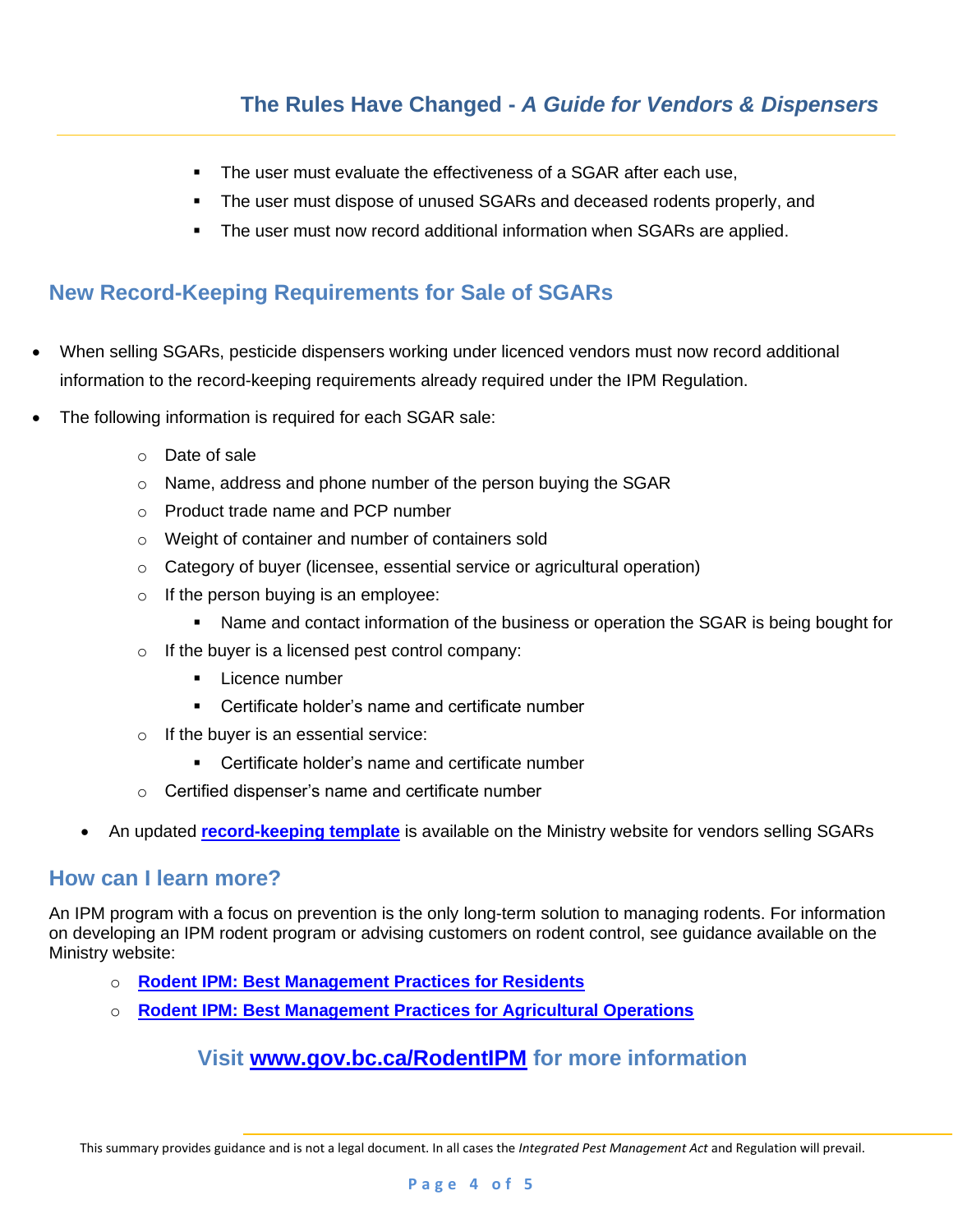- The user must evaluate the effectiveness of a SGAR after each use,
- The user must dispose of unused SGARs and deceased rodents properly, and
- The user must now record additional information when SGARs are applied.

## New Record-Keeping Requirements for Sale of SGARs

- When selling SGARs, pesticide dispensers working under licenced vendors must now record additional information to the record-keeping requirements already required under the IPM Regulation.
- The following information is required for each SGAR sale:
  - Date of sale
  - Name, address and phone number of the person buying the SGAR
  - Product trade name and PCP number
  - Weight of container and number of containers sold
  - Category of buyer (licensee, essential service or agricultural operation)
  - If the person buying is an employee:
    - Name and contact information of the business or operation the SGAR is being bought for
  - If the buyer is a licensed pest control company:
    - Licence number
    - Certificate holder's name and certificate number
  - If the buyer is an essential service:
    - Certificate holder's name and certificate number
  - Certified dispenser's name and certificate number
- An updated **record-keeping template** is available on the Ministry website for vendors selling SGARs

## How can I learn more?

An IPM program with a focus on prevention is the only long-term solution to managing rodents. For information on developing an IPM rodent program or advising customers on rodent control, see guidance available on the Ministry website:

- **Rodent IPM: Best Management Practices for Residents**
- **Rodent IPM: Best Management Practices for Agricultural Operations**

### Visit www.gov.bc.ca/RodentIPM for more information

This summary provides guidance and is not a legal document. In all cases the *Integrated Pest Management Act* and Regulation will prevail.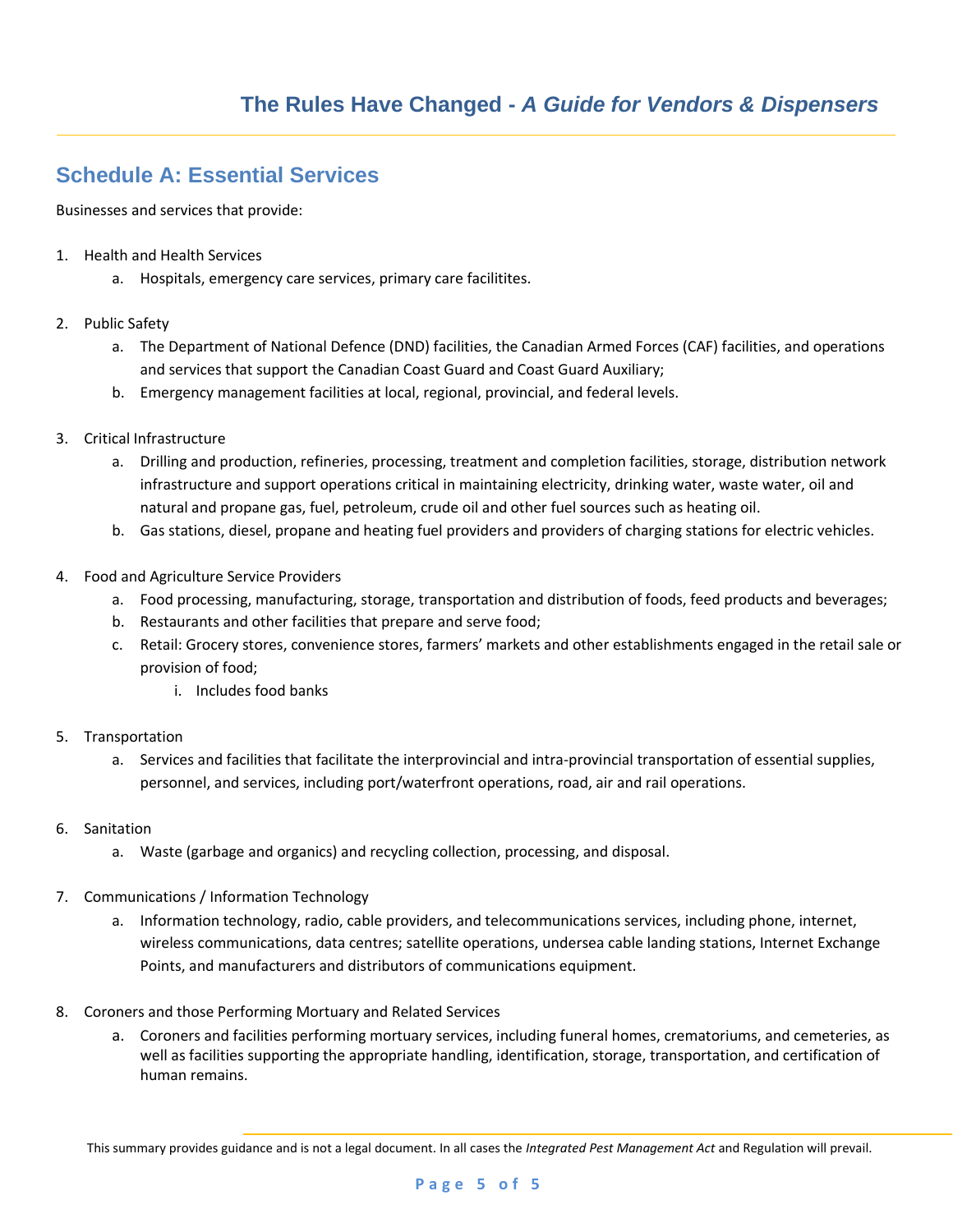## Schedule A: Essential Services

Businesses and services that provide:

1. Health and Health Services
   a. Hospitals, emergency care services, primary care facilitites.

2. Public Safety
   a. The Department of National Defence (DND) facilities, the Canadian Armed Forces (CAF) facilities, and operations and services that support the Canadian Coast Guard and Coast Guard Auxiliary;
   b. Emergency management facilities at local, regional, provincial, and federal levels.

3. Critical Infrastructure
   a. Drilling and production, refineries, processing, treatment and completion facilities, storage, distribution network infrastructure and support operations critical in maintaining electricity, drinking water, waste water, oil and natural and propane gas, fuel, petroleum, crude oil and other fuel sources such as heating oil.
   b. Gas stations, diesel, propane and heating fuel providers and providers of charging stations for electric vehicles.

4. Food and Agriculture Service Providers
   a. Food processing, manufacturing, storage, transportation and distribution of foods, feed products and beverages;
   b. Restaurants and other facilities that prepare and serve food;
   c. Retail: Grocery stores, convenience stores, farmers' markets and other establishments engaged in the retail sale or provision of food;
      i. Includes food banks

5. Transportation
   a. Services and facilities that facilitate the interprovincial and intra-provincial transportation of essential supplies, personnel, and services, including port/waterfront operations, road, air and rail operations.

6. Sanitation
   a. Waste (garbage and organics) and recycling collection, processing, and disposal.

7. Communications / Information Technology
   a. Information technology, radio, cable providers, and telecommunications services, including phone, internet, wireless communications, data centres; satellite operations, undersea cable landing stations, Internet Exchange Points, and manufacturers and distributors of communications equipment.

8. Coroners and those Performing Mortuary and Related Services
   a. Coroners and facilities performing mortuary services, including funeral homes, crematoriums, and cemeteries, as well as facilities supporting the appropriate handling, identification, storage, transportation, and certification of human remains.

This summary provides guidance and is not a legal document. In all cases the *Integrated Pest Management Act* and Regulation will prevail.